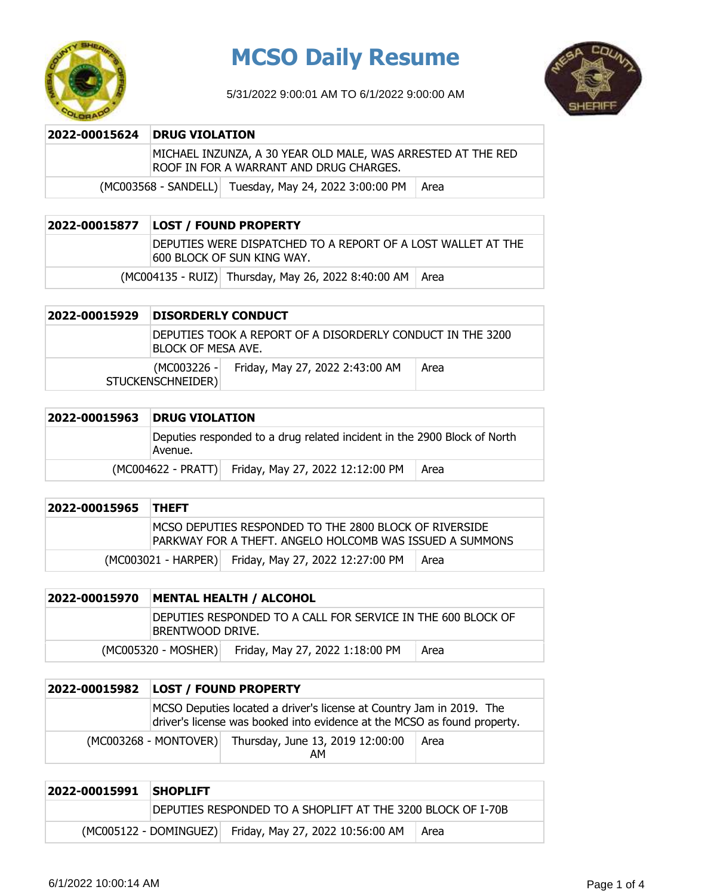# MCSO Daily Resume

5/31/2022 9:00:01 AM TO 6/1/2022 9:00:00 AM

| 2022-00015624 | DRUG VIOLATION | |
|---|---|---|
| | MICHAEL INZUNZA, A 30 YEAR OLD MALE, WAS ARRESTED AT THE RED ROOF IN FOR A WARRANT AND DRUG CHARGES. | |
| (MC003568 - SANDELL) | Tuesday, May 24, 2022 3:00:00 PM | Area |

| 2022-00015877 | LOST / FOUND PROPERTY | |
|---|---|---|
| | DEPUTIES WERE DISPATCHED TO A REPORT OF A LOST WALLET AT THE 600 BLOCK OF SUN KING WAY. | |
| (MC004135 - RUIZ) | Thursday, May 26, 2022 8:40:00 AM | Area |

| 2022-00015929 | DISORDERLY CONDUCT | |
|---|---|---|
| | DEPUTIES TOOK A REPORT OF A DISORDERLY CONDUCT IN THE 3200 BLOCK OF MESA AVE. | |
| (MC003226 - STUCKENSCHNEIDER) | Friday, May 27, 2022 2:43:00 AM | Area |

| 2022-00015963 | DRUG VIOLATION | |
|---|---|---|
| | Deputies responded to a drug related incident in the 2900 Block of North Avenue. | |
| (MC004622 - PRATT) | Friday, May 27, 2022 12:12:00 PM | Area |

| 2022-00015965 | THEFT | |
|---|---|---|
| | MCSO DEPUTIES RESPONDED TO THE 2800 BLOCK OF RIVERSIDE PARKWAY FOR A THEFT. ANGELO HOLCOMB WAS ISSUED A SUMMONS | |
| (MC003021 - HARPER) | Friday, May 27, 2022 12:27:00 PM | Area |

| 2022-00015970 | MENTAL HEALTH / ALCOHOL | |
|---|---|---|
| | DEPUTIES RESPONDED TO A CALL FOR SERVICE IN THE 600 BLOCK OF BRENTWOOD DRIVE. | |
| (MC005320 - MOSHER) | Friday, May 27, 2022 1:18:00 PM | Area |

| 2022-00015982 | LOST / FOUND PROPERTY | |
|---|---|---|
| | MCSO Deputies located a driver's license at Country Jam in 2019. The driver's license was booked into evidence at the MCSO as found property. | |
| (MC003268 - MONTOVER) | Thursday, June 13, 2019 12:00:00 AM | Area |

| 2022-00015991 | SHOPLIFT | |
|---|---|---|
| | DEPUTIES RESPONDED TO A SHOPLIFT AT THE 3200 BLOCK OF I-70B | |
| (MC005122 - DOMINGUEZ) | Friday, May 27, 2022 10:56:00 AM | Area |

6/1/2022 10:00:14 AM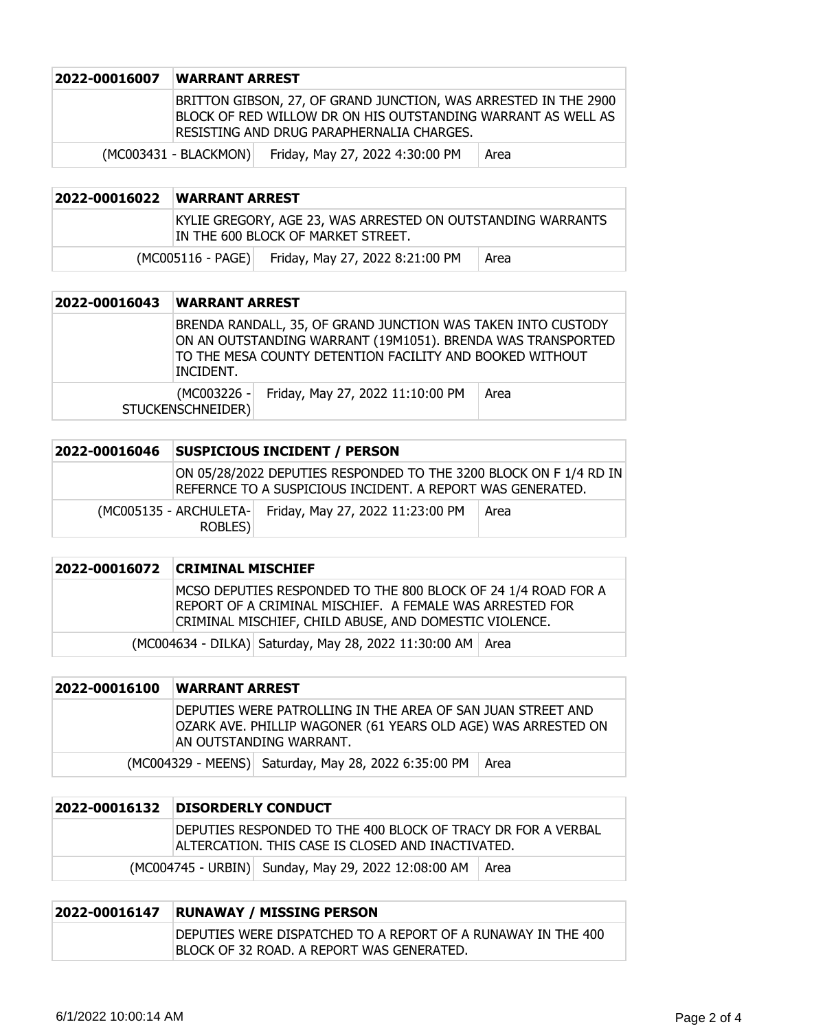| 2022-00016007 | WARRANT ARREST | |
|---|---|---|
| | BRITTON GIBSON, 27, OF GRAND JUNCTION, WAS ARRESTED IN THE 2900 BLOCK OF RED WILLOW DR ON HIS OUTSTANDING WARRANT AS WELL AS RESISTING AND DRUG PARAPHERNALIA CHARGES. | |
| (MC003431 - BLACKMON) | Friday, May 27, 2022 4:30:00 PM | Area |

| 2022-00016022 | WARRANT ARREST | |
|---|---|---|
| | KYLIE GREGORY, AGE 23, WAS ARRESTED ON OUTSTANDING WARRANTS IN THE 600 BLOCK OF MARKET STREET. | |
| (MC005116 - PAGE) | Friday, May 27, 2022 8:21:00 PM | Area |

| 2022-00016043 | WARRANT ARREST | |
|---|---|---|
| | BRENDA RANDALL, 35, OF GRAND JUNCTION WAS TAKEN INTO CUSTODY ON AN OUTSTANDING WARRANT (19M1051). BRENDA WAS TRANSPORTED TO THE MESA COUNTY DETENTION FACILITY AND BOOKED WITHOUT INCIDENT. | |
| (MC003226 - STUCKENSCHNEIDER) | Friday, May 27, 2022 11:10:00 PM | Area |

| 2022-00016046 | SUSPICIOUS INCIDENT / PERSON | |
|---|---|---|
| | ON 05/28/2022 DEPUTIES RESPONDED TO THE 3200 BLOCK ON F 1/4 RD IN REFERNCE TO A SUSPICIOUS INCIDENT. A REPORT WAS GENERATED. | |
| (MC005135 - ARCHULETA-ROBLES) | Friday, May 27, 2022 11:23:00 PM | Area |

| 2022-00016072 | CRIMINAL MISCHIEF | |
|---|---|---|
| | MCSO DEPUTIES RESPONDED TO THE 800 BLOCK OF 24 1/4 ROAD FOR A REPORT OF A CRIMINAL MISCHIEF. A FEMALE WAS ARRESTED FOR CRIMINAL MISCHIEF, CHILD ABUSE, AND DOMESTIC VIOLENCE. | |
| (MC004634 - DILKA) | Saturday, May 28, 2022 11:30:00 AM | Area |

| 2022-00016100 | WARRANT ARREST | |
|---|---|---|
| | DEPUTIES WERE PATROLLING IN THE AREA OF SAN JUAN STREET AND OZARK AVE. PHILLIP WAGONER (61 YEARS OLD AGE) WAS ARRESTED ON AN OUTSTANDING WARRANT. | |
| (MC004329 - MEENS) | Saturday, May 28, 2022 6:35:00 PM | Area |

| 2022-00016132 | DISORDERLY CONDUCT | |
|---|---|---|
| | DEPUTIES RESPONDED TO THE 400 BLOCK OF TRACY DR FOR A VERBAL ALTERCATION. THIS CASE IS CLOSED AND INACTIVATED. | |
| (MC004745 - URBIN) | Sunday, May 29, 2022 12:08:00 AM | Area |

| 2022-00016147 | RUNAWAY / MISSING PERSON |
|---|---|
| | DEPUTIES WERE DISPATCHED TO A REPORT OF A RUNAWAY IN THE 400 BLOCK OF 32 ROAD. A REPORT WAS GENERATED. |

6/1/2022 10:00:14 AM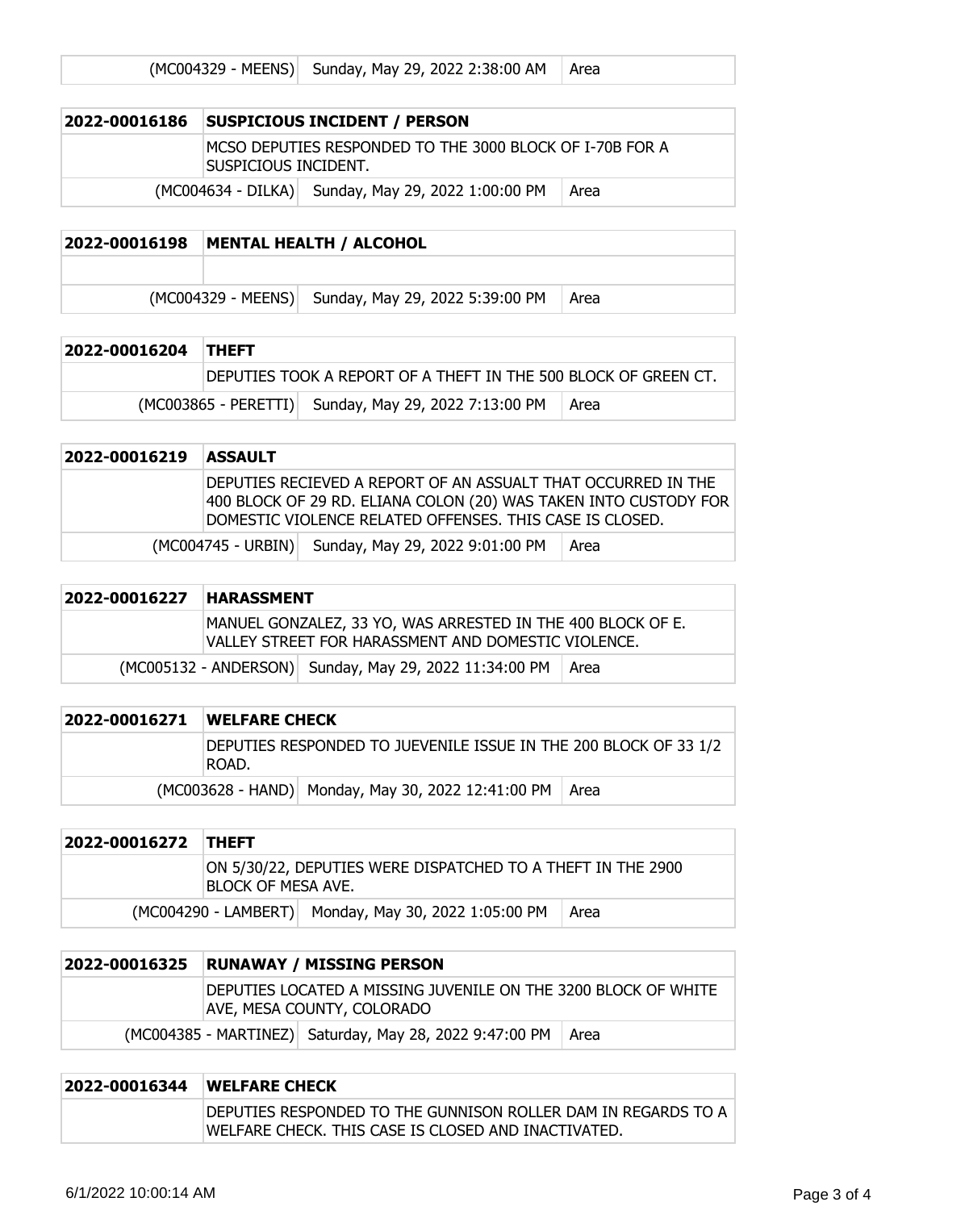| | (MC004329 - MEENS) | Sunday, May 29, 2022 2:38:00 AM | Area |
|---|---|---|---|

| 2022-00016186 | SUSPICIOUS INCIDENT / PERSON | | |
|---|---|---|---|
| | MCSO DEPUTIES RESPONDED TO THE 3000 BLOCK OF I-70B FOR A SUSPICIOUS INCIDENT. | | |
| | (MC004634 - DILKA) | Sunday, May 29, 2022 1:00:00 PM | Area |

| 2022-00016198 | MENTAL HEALTH / ALCOHOL | | |
|---|---|---|---|
| | | | |
| | (MC004329 - MEENS) | Sunday, May 29, 2022 5:39:00 PM | Area |

| 2022-00016204 | THEFT | | |
|---|---|---|---|
| | DEPUTIES TOOK A REPORT OF A THEFT IN THE 500 BLOCK OF GREEN CT. | | |
| | (MC003865 - PERETTI) | Sunday, May 29, 2022 7:13:00 PM | Area |

| 2022-00016219 | ASSAULT | | |
|---|---|---|---|
| | DEPUTIES RECIEVED A REPORT OF AN ASSUALT THAT OCCURRED IN THE 400 BLOCK OF 29 RD. ELIANA COLON (20) WAS TAKEN INTO CUSTODY FOR DOMESTIC VIOLENCE RELATED OFFENSES. THIS CASE IS CLOSED. | | |
| | (MC004745 - URBIN) | Sunday, May 29, 2022 9:01:00 PM | Area |

| 2022-00016227 | HARASSMENT | | |
|---|---|---|---|
| | MANUEL GONZALEZ, 33 YO, WAS ARRESTED IN THE 400 BLOCK OF E. VALLEY STREET FOR HARASSMENT AND DOMESTIC VIOLENCE. | | |
| | (MC005132 - ANDERSON) | Sunday, May 29, 2022 11:34:00 PM | Area |

| 2022-00016271 | WELFARE CHECK | | |
|---|---|---|---|
| | DEPUTIES RESPONDED TO JUEVENILE ISSUE IN THE 200 BLOCK OF 33 1/2 ROAD. | | |
| | (MC003628 - HAND) | Monday, May 30, 2022 12:41:00 PM | Area |

| 2022-00016272 | THEFT | | |
|---|---|---|---|
| | ON 5/30/22, DEPUTIES WERE DISPATCHED TO A THEFT IN THE 2900 BLOCK OF MESA AVE. | | |
| | (MC004290 - LAMBERT) | Monday, May 30, 2022 1:05:00 PM | Area |

| 2022-00016325 | RUNAWAY / MISSING PERSON | | |
|---|---|---|---|
| | DEPUTIES LOCATED A MISSING JUVENILE ON THE 3200 BLOCK OF WHITE AVE, MESA COUNTY, COLORADO | | |
| | (MC004385 - MARTINEZ) | Saturday, May 28, 2022 9:47:00 PM | Area |

| 2022-00016344 | WELFARE CHECK |
|---|---|
| | DEPUTIES RESPONDED TO THE GUNNISON ROLLER DAM IN REGARDS TO A WELFARE CHECK. THIS CASE IS CLOSED AND INACTIVATED. |

6/1/2022 10:00:14 AM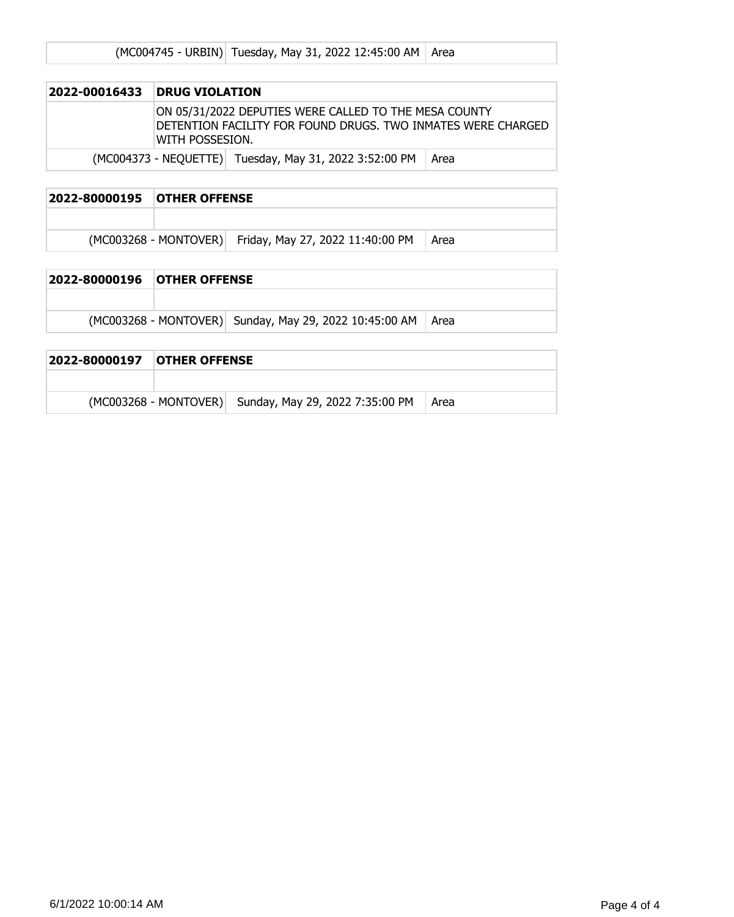| | | | |
|---|---|---|---|
| | (MC004745 - URBIN) | Tuesday, May 31, 2022 12:45:00 AM | Area |

| **2022-00016433** | **DRUG VIOLATION** | | |
|---|---|---|---|
| | ON 05/31/2022 DEPUTIES WERE CALLED TO THE MESA COUNTY DETENTION FACILITY FOR FOUND DRUGS. TWO INMATES WERE CHARGED WITH POSSESION. | | |
| | (MC004373 - NEQUETTE) | Tuesday, May 31, 2022 3:52:00 PM | Area |

| **2022-80000195** | **OTHER OFFENSE** | | |
|---|---|---|---|
| | | | |
| | (MC003268 - MONTOVER) | Friday, May 27, 2022 11:40:00 PM | Area |

| **2022-80000196** | **OTHER OFFENSE** | | |
|---|---|---|---|
| | | | |
| | (MC003268 - MONTOVER) | Sunday, May 29, 2022 10:45:00 AM | Area |

| **2022-80000197** | **OTHER OFFENSE** | | |
|---|---|---|---|
| | | | |
| | (MC003268 - MONTOVER) | Sunday, May 29, 2022 7:35:00 PM | Area |

6/1/2022 10:00:14 AM